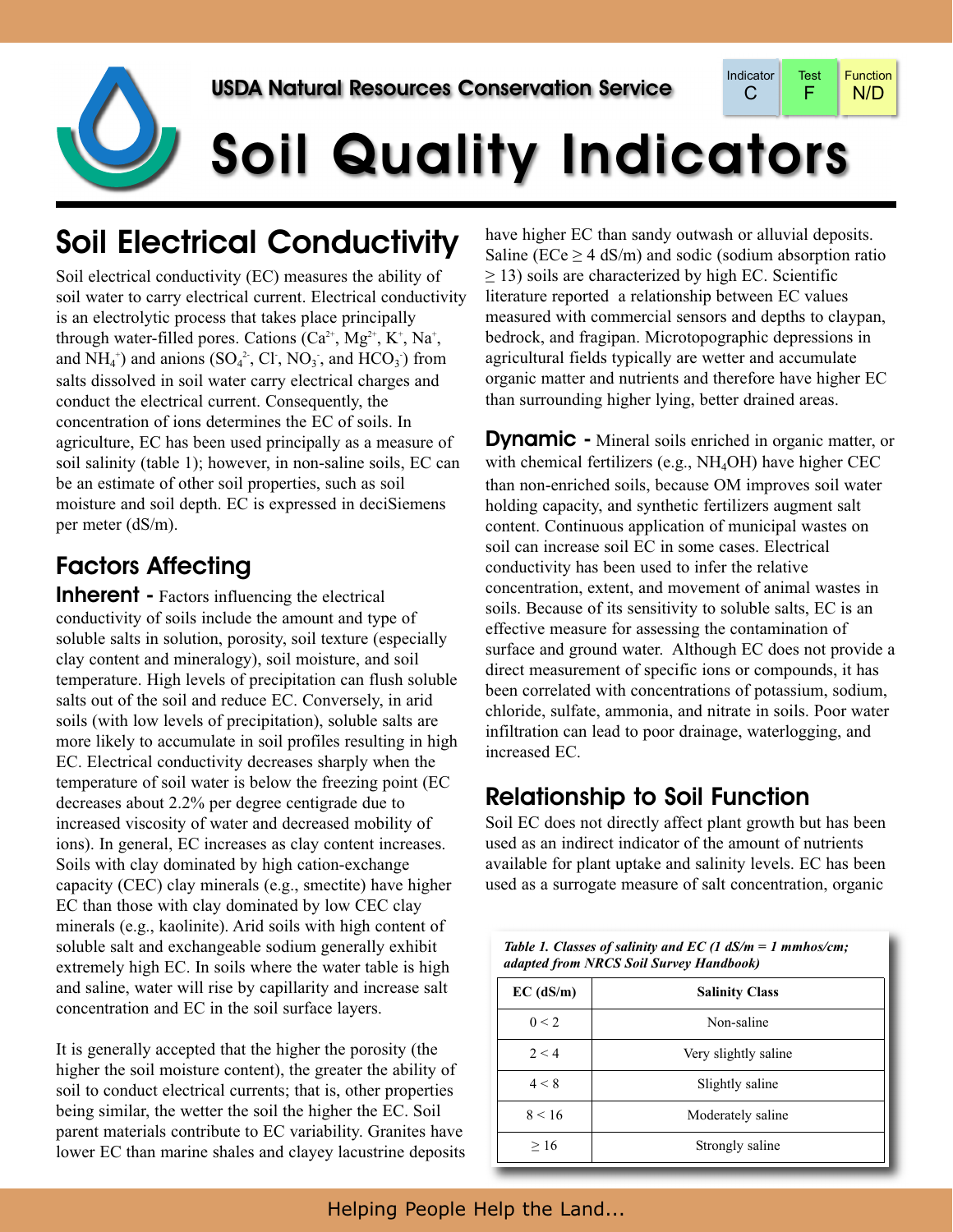USDA Natural Resources Conservation Service

| Indicator | Test | Function |
|---|---|---|
| C | F | N/D |

# Soil Quality Indicators

## Soil Electrical Conductivity

Soil electrical conductivity (EC) measures the ability of soil water to carry electrical current. Electrical conductivity is an electrolytic process that takes place principally through water-filled pores. Cations ($Ca^{2+}$, $Mg^{2+}$, $K^{+}$, $Na^{+}$, and $NH_4^{+}$) and anions ($SO_4^{2-}$, $Cl^{-}$, $NO_3^{-}$, and $HCO_3^{-}$) from salts dissolved in soil water carry electrical charges and conduct the electrical current. Consequently, the concentration of ions determines the EC of soils. In agriculture, EC has been used principally as a measure of soil salinity (table 1); however, in non-saline soils, EC can be an estimate of other soil properties, such as soil moisture and soil depth. EC is expressed in deciSiemens per meter (dS/m).

### Factors Affecting

**Inherent -** Factors influencing the electrical conductivity of soils include the amount and type of soluble salts in solution, porosity, soil texture (especially clay content and mineralogy), soil moisture, and soil temperature. High levels of precipitation can flush soluble salts out of the soil and reduce EC. Conversely, in arid soils (with low levels of precipitation), soluble salts are more likely to accumulate in soil profiles resulting in high EC. Electrical conductivity decreases sharply when the temperature of soil water is below the freezing point (EC decreases about 2.2% per degree centigrade due to increased viscosity of water and decreased mobility of ions). In general, EC increases as clay content increases. Soils with clay dominated by high cation-exchange capacity (CEC) clay minerals (e.g., smectite) have higher EC than those with clay dominated by low CEC clay minerals (e.g., kaolinite). Arid soils with high content of soluble salt and exchangeable sodium generally exhibit extremely high EC. In soils where the water table is high and saline, water will rise by capillarity and increase salt concentration and EC in the soil surface layers.

It is generally accepted that the higher the porosity (the higher the soil moisture content), the greater the ability of soil to conduct electrical currents; that is, other properties being similar, the wetter the soil the higher the EC. Soil parent materials contribute to EC variability. Granites have lower EC than marine shales and clayey lacustrine deposits have higher EC than sandy outwash or alluvial deposits. Saline (ECe ≥ 4 dS/m) and sodic (sodium absorption ratio ≥ 13) soils are characterized by high EC. Scientific literature reported a relationship between EC values measured with commercial sensors and depths to claypan, bedrock, and fragipan. Microtopographic depressions in agricultural fields typically are wetter and accumulate organic matter and nutrients and therefore have higher EC than surrounding higher lying, better drained areas.

**Dynamic -** Mineral soils enriched in organic matter, or with chemical fertilizers (e.g., $NH_4OH$) have higher CEC than non-enriched soils, because OM improves soil water holding capacity, and synthetic fertilizers augment salt content. Continuous application of municipal wastes on soil can increase soil EC in some cases. Electrical conductivity has been used to infer the relative concentration, extent, and movement of animal wastes in soils. Because of its sensitivity to soluble salts, EC is an effective measure for assessing the contamination of surface and ground water. Although EC does not provide a direct measurement of specific ions or compounds, it has been correlated with concentrations of potassium, sodium, chloride, sulfate, ammonia, and nitrate in soils. Poor water infiltration can lead to poor drainage, waterlogging, and increased EC.

### Relationship to Soil Function

Soil EC does not directly affect plant growth but has been used as an indirect indicator of the amount of nutrients available for plant uptake and salinity levels. EC has been used as a surrogate measure of salt concentration, organic

*Table 1. Classes of salinity and EC (1 dS/m = 1 mmhos/cm; adapted from NRCS Soil Survey Handbook)*

| EC (dS/m) | Salinity Class |
|---|---|
| 0 < 2 | Non-saline |
| 2 < 4 | Very slightly saline |
| 4 < 8 | Slightly saline |
| 8 < 16 | Moderately saline |
| ≥ 16 | Strongly saline |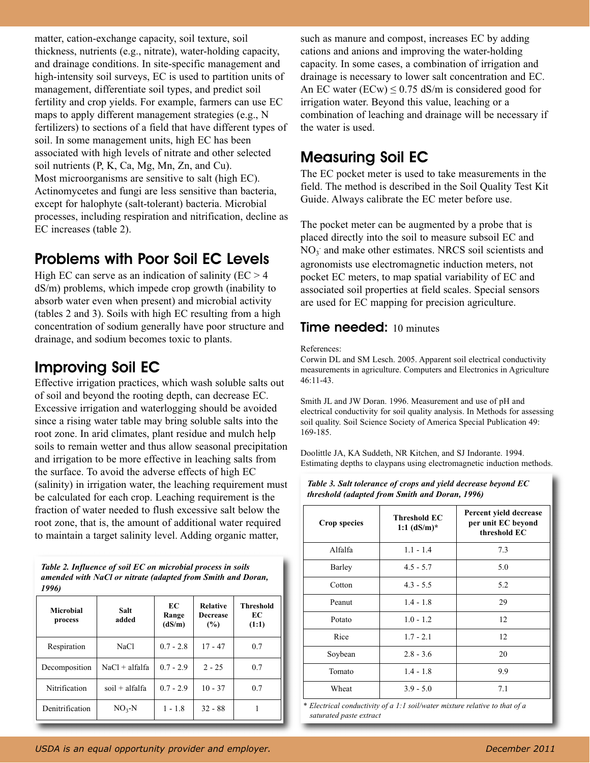matter, cation-exchange capacity, soil texture, soil thickness, nutrients (e.g., nitrate), water-holding capacity, and drainage conditions. In site-specific management and high-intensity soil surveys, EC is used to partition units of management, differentiate soil types, and predict soil fertility and crop yields. For example, farmers can use EC maps to apply different management strategies (e.g., N fertilizers) to sections of a field that have different types of soil. In some management units, high EC has been associated with high levels of nitrate and other selected soil nutrients (P, K, Ca, Mg, Mn, Zn, and Cu). Most microorganisms are sensitive to salt (high EC). Actinomycetes and fungi are less sensitive than bacteria, except for halophyte (salt-tolerant) bacteria. Microbial processes, including respiration and nitrification, decline as EC increases (table 2).

## Problems with Poor Soil EC Levels

High EC can serve as an indication of salinity (EC > 4 dS/m) problems, which impede crop growth (inability to absorb water even when present) and microbial activity (tables 2 and 3). Soils with high EC resulting from a high concentration of sodium generally have poor structure and drainage, and sodium becomes toxic to plants.

## Improving Soil EC

Effective irrigation practices, which wash soluble salts out of soil and beyond the rooting depth, can decrease EC. Excessive irrigation and waterlogging should be avoided since a rising water table may bring soluble salts into the root zone. In arid climates, plant residue and mulch help soils to remain wetter and thus allow seasonal precipitation and irrigation to be more effective in leaching salts from the surface. To avoid the adverse effects of high EC (salinity) in irrigation water, the leaching requirement must be calculated for each crop. Leaching requirement is the fraction of water needed to flush excessive salt below the root zone, that is, the amount of additional water required to maintain a target salinity level. Adding organic matter, such as manure and compost, increases EC by adding cations and anions and improving the water-holding capacity. In some cases, a combination of irrigation and drainage is necessary to lower salt concentration and EC. An EC water ($EC_w$) ≤ 0.75 dS/m is considered good for irrigation water. Beyond this value, leaching or a combination of leaching and drainage will be necessary if the water is used.

*Table 2. Influence of soil EC on microbial process in soils amended with NaCl or nitrate (adapted from Smith and Doran, 1996)*

| Microbial process | Salt added | EC Range (dS/m) | Relative Decrease (%) | Threshold EC (1:1) |
|---|---|---|---|---|
| Respiration | NaCl | 0.7 - 2.8 | 17 - 47 | 0.7 |
| Decomposition | NaCl + alfalfa | 0.7 - 2.9 | 2 - 25 | 0.7 |
| Nitrification | soil + alfalfa | 0.7 - 2.9 | 10 - 37 | 0.7 |
| Denitrification | $NO_3$-N | 1 - 1.8 | 32 - 88 | 1 |

## Measuring Soil EC

The EC pocket meter is used to take measurements in the field. The method is described in the Soil Quality Test Kit Guide. Always calibrate the EC meter before use.

The pocket meter can be augmented by a probe that is placed directly into the soil to measure subsoil EC and $NO_3^-$ and make other estimates. NRCS soil scientists and agronomists use electromagnetic induction meters, not pocket EC meters, to map spatial variability of EC and associated soil properties at field scales. Special sensors are used for EC mapping for precision agriculture.

## Time needed: 10 minutes

References:

Corwin DL and SM Lesch. 2005. Apparent soil electrical conductivity measurements in agriculture. Computers and Electronics in Agriculture 46:11-43.

Smith JL and JW Doran. 1996. Measurement and use of pH and electrical conductivity for soil quality analysis. In Methods for assessing soil quality. Soil Science Society of America Special Publication 49: 169-185.

Doolittle JA, KA Suddeth, NR Kitchen, and SJ Indorante. 1994. Estimating depths to claypans using electromagnetic induction methods.

*Table 3. Salt tolerance of crops and yield decrease beyond EC threshold (adapted from Smith and Doran, 1996)*

| Crop species | Threshold EC 1:1 (dS/m)* | Percent yield decrease per unit EC beyond threshold EC |
|---|---|---|
| Alfalfa | 1.1 - 1.4 | 7.3 |
| Barley | 4.5 - 5.7 | 5.0 |
| Cotton | 4.3 - 5.5 | 5.2 |
| Peanut | 1.4 - 1.8 | 29 |
| Potato | 1.0 - 1.2 | 12 |
| Rice | 1.7 - 2.1 | 12 |
| Soybean | 2.8 - 3.6 | 20 |
| Tomato | 1.4 - 1.8 | 9.9 |
| Wheat | 3.9 - 5.0 | 7.1 |

*\* Electrical conductivity of a 1:1 soil/water mixture relative to that of a saturated paste extract*

USDA is an equal opportunity provider and employer.

December 2011